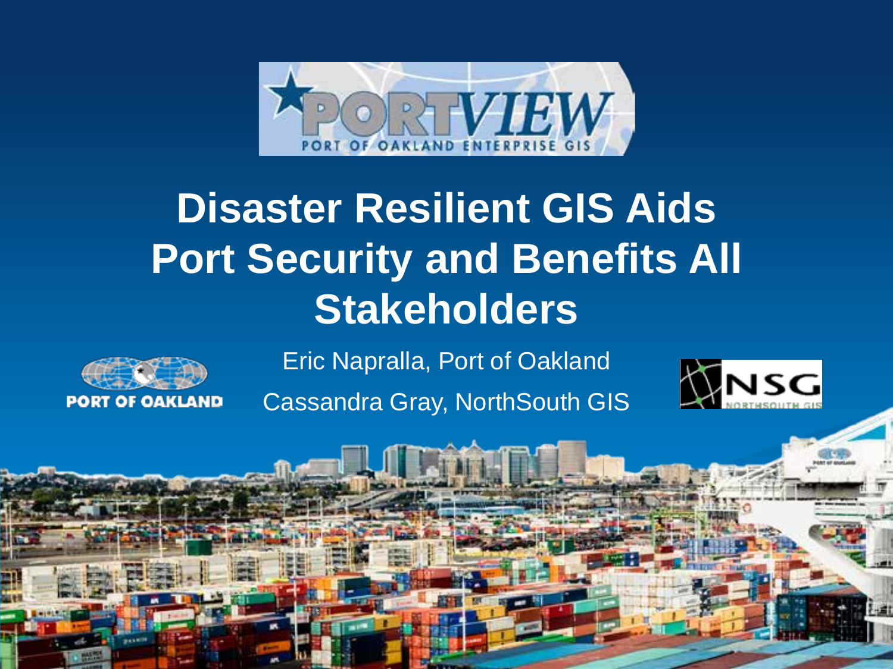PORTVIEW

PORT OF OAKLAND ENTERPRISE GIS

# Disaster Resilient GIS Aids Port Security and Benefits All Stakeholders

Eric Napralla, Port of Oakland

Cassandra Gray, NorthSouth GIS

PORT OF OAKLAND

NSG NORTHSOUTH GIS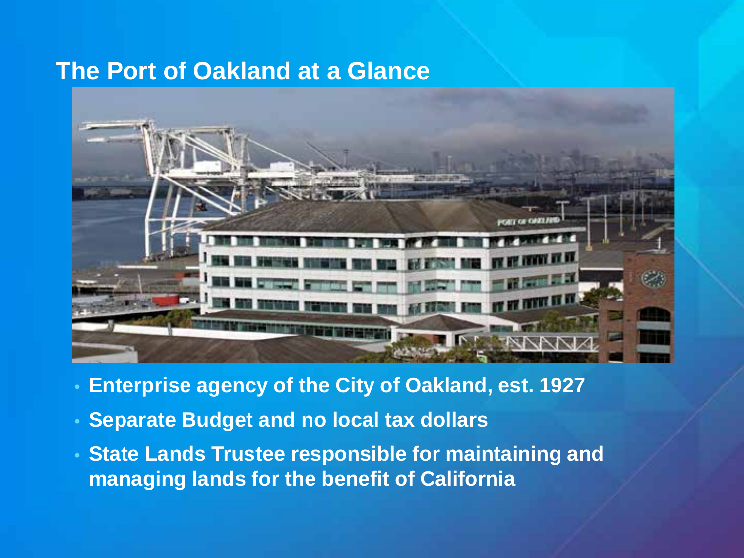# The Port of Oakland at a Glance

- Enterprise agency of the City of Oakland, est. 1927
- Separate Budget and no local tax dollars
- State Lands Trustee responsible for maintaining and managing lands for the benefit of California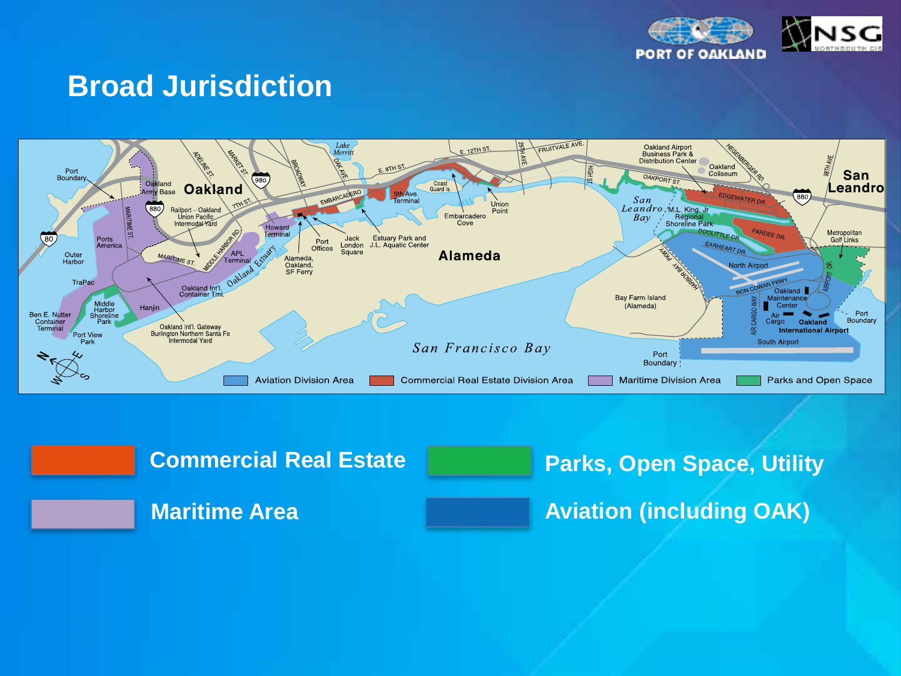# Broad Jurisdiction

Commercial Real Estate

Maritime Area

Parks, Open Space, Utility

Aviation (including OAK)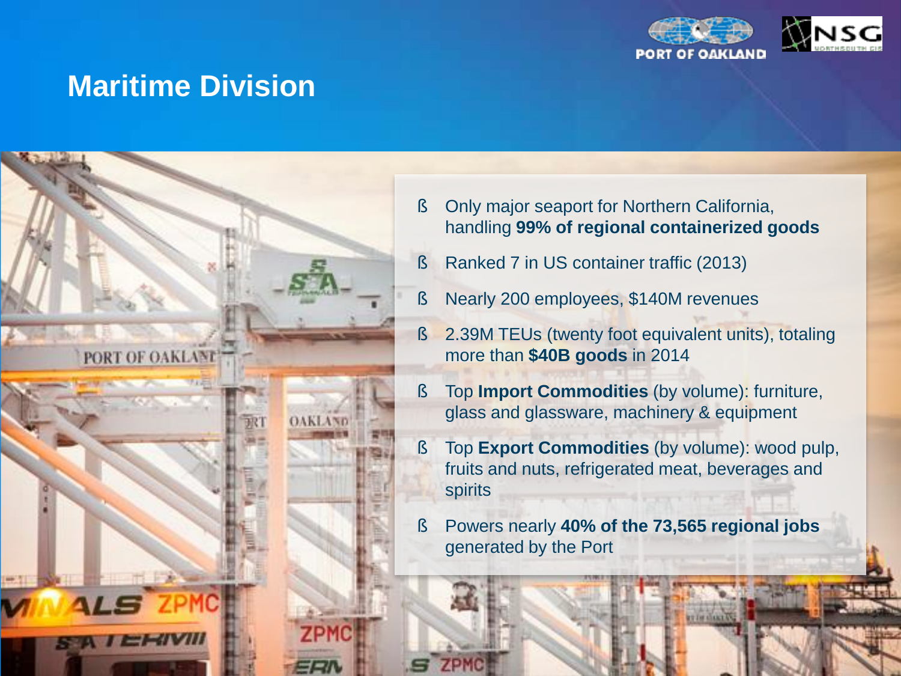# Maritime Division

- Only major seaport for Northern California, handling **99% of regional containerized goods**
- Ranked 7 in US container traffic (2013)
- Nearly 200 employees, $140M revenues
- 2.39M TEUs (twenty foot equivalent units), totaling more than **$40B goods** in 2014
- Top **Import Commodities** (by volume): furniture, glass and glassware, machinery & equipment
- Top **Export Commodities** (by volume): wood pulp, fruits and nuts, refrigerated meat, beverages and spirits
- Powers nearly **40% of the 73,565 regional jobs** generated by the Port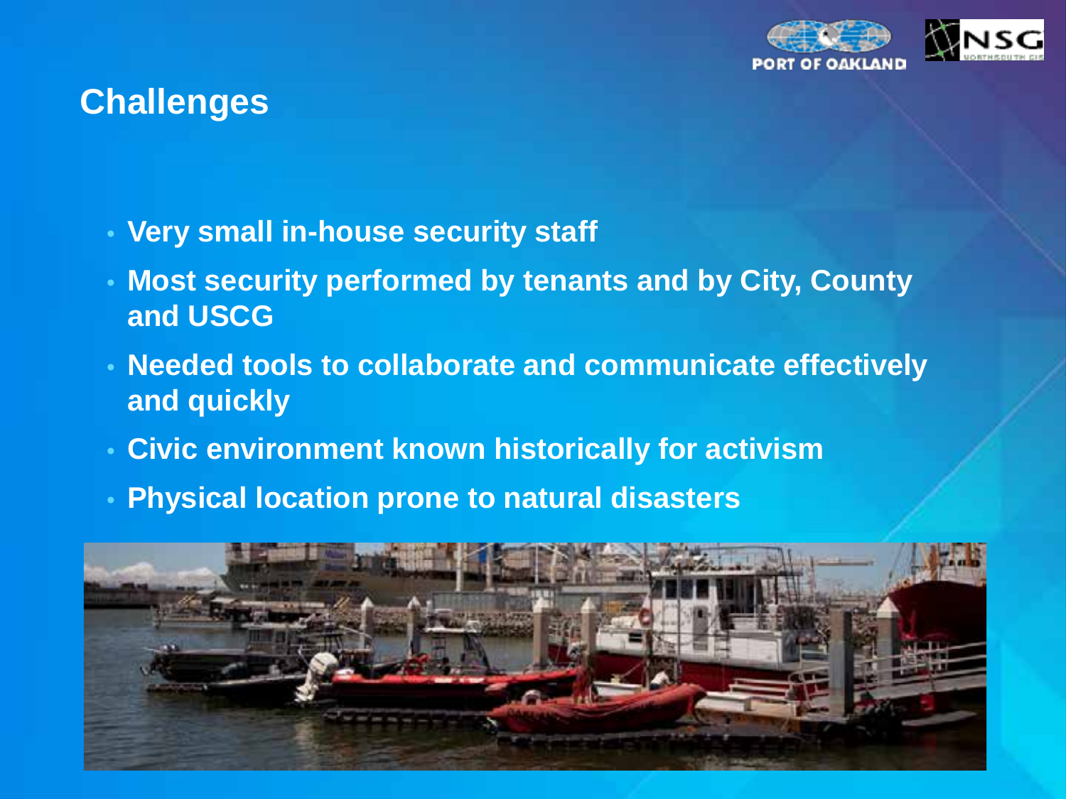## Challenges

- **Very small in-house security staff**
- **Most security performed by tenants and by City, County and USCG**
- **Needed tools to collaborate and communicate effectively and quickly**
- **Civic environment known historically for activism**
- **Physical location prone to natural disasters**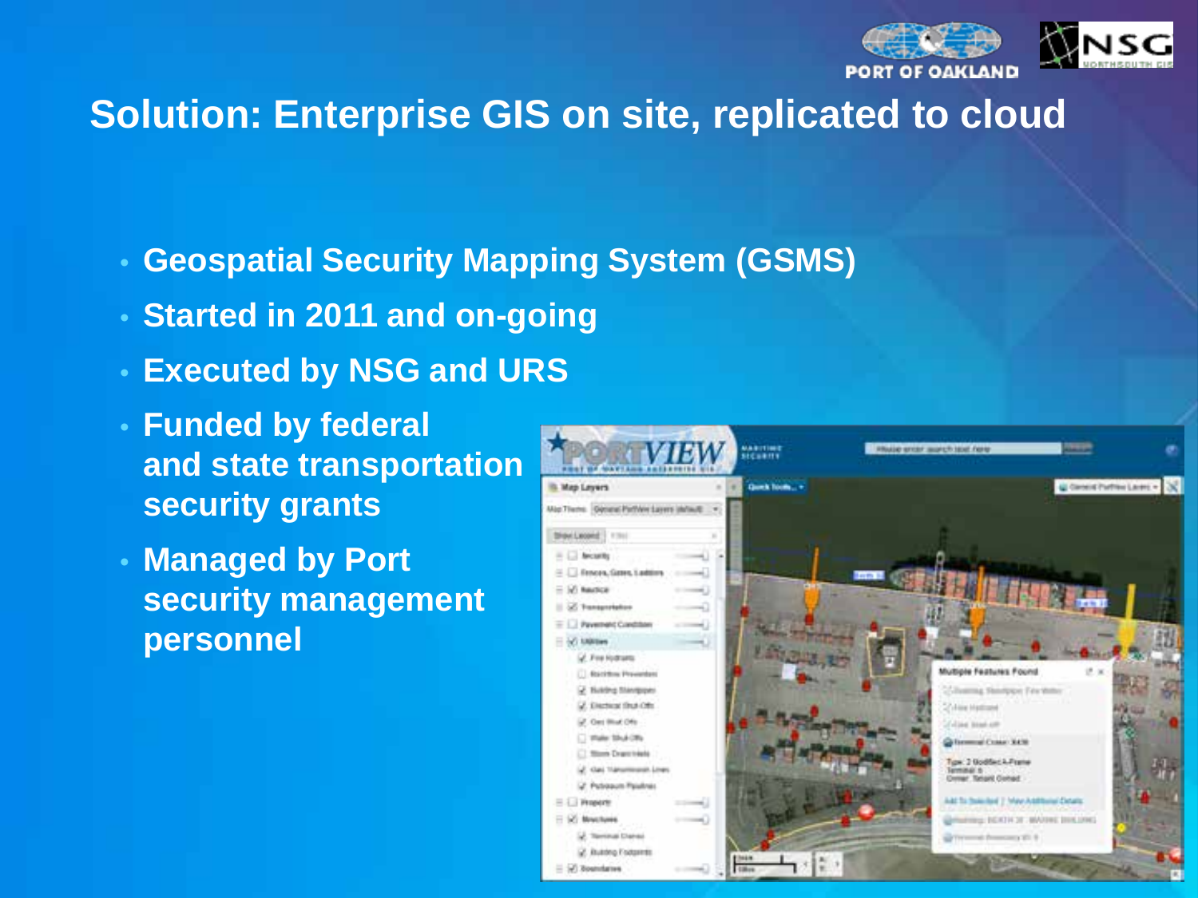# Solution: Enterprise GIS on site, replicated to cloud

- Geospatial Security Mapping System (GSMS)
- Started in 2011 and on-going
- Executed by NSG and URS
- Funded by federal and state transportation security grants
- Managed by Port security management personnel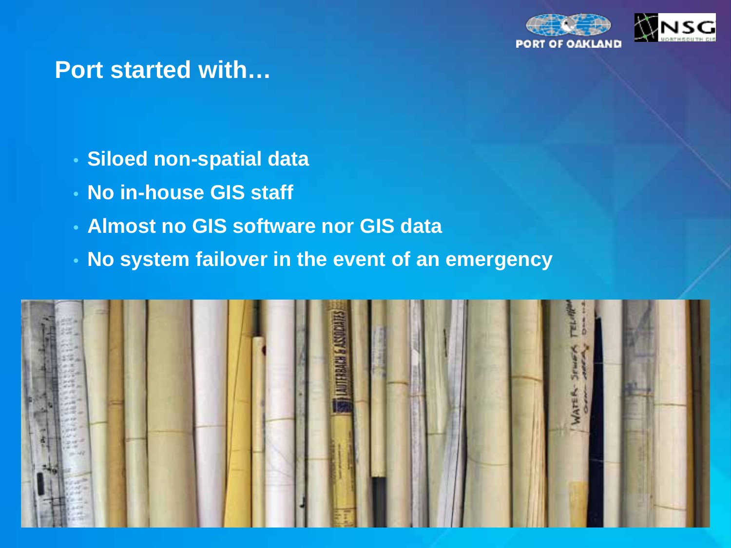## Port started with…

- Siloed non-spatial data
- No in-house GIS staff
- Almost no GIS software nor GIS data
- No system failover in the event of an emergency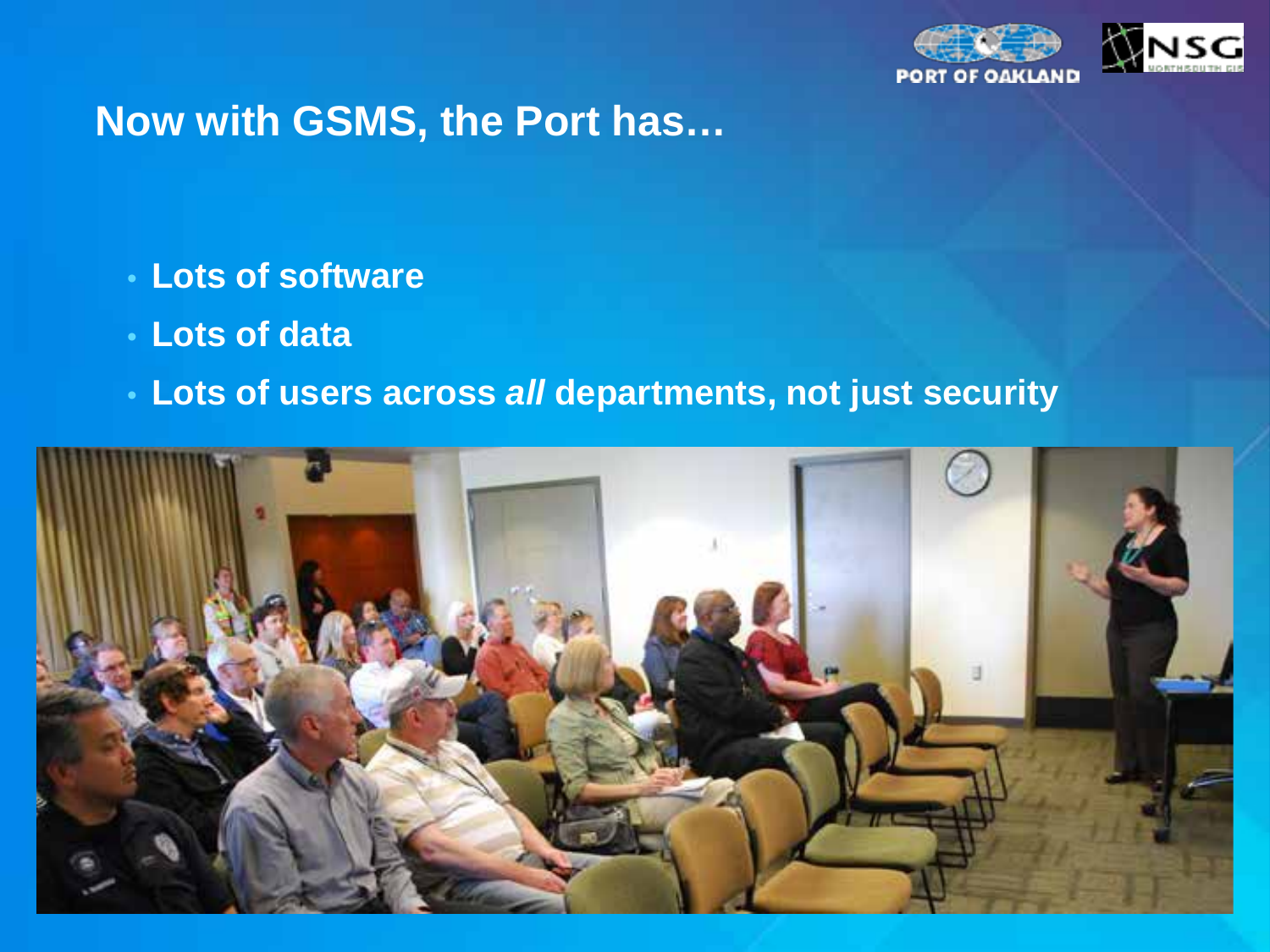## Now with GSMS, the Port has…

- Lots of software
- Lots of data
- Lots of users across *all* departments, not just security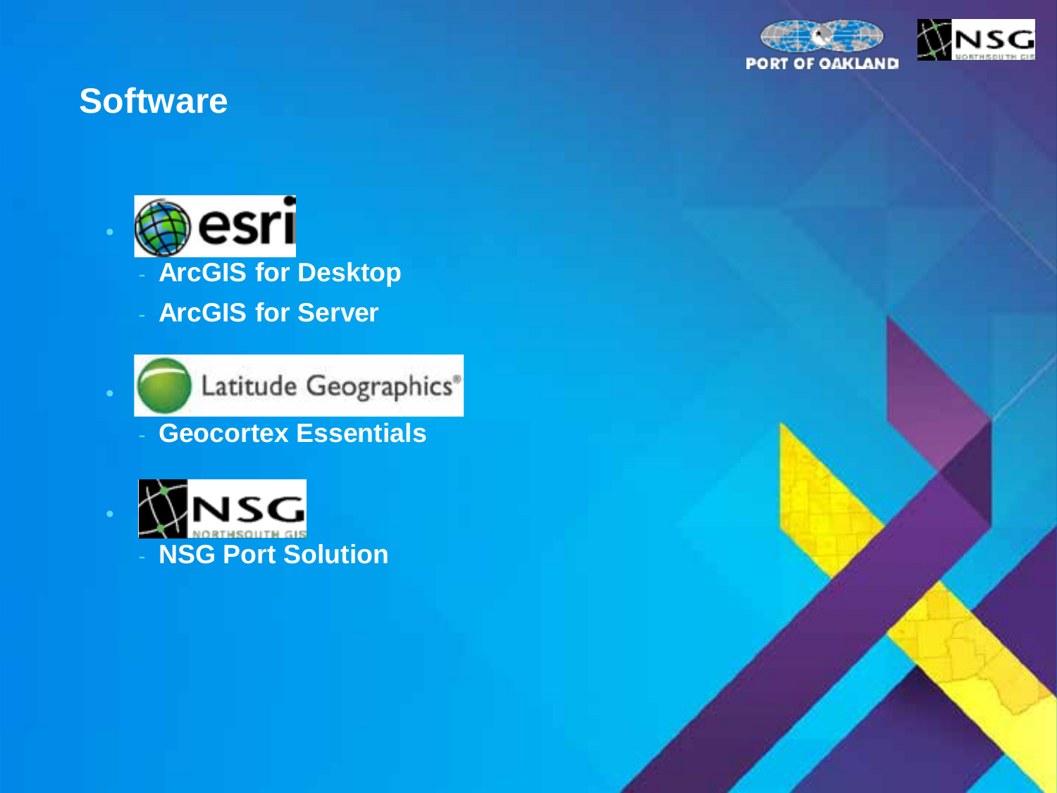# Software

- esri
  - ArcGIS for Desktop
  - ArcGIS for Server
- Latitude Geographics®
  - Geocortex Essentials
- NSG NORTHSOUTH GIS
  - NSG Port Solution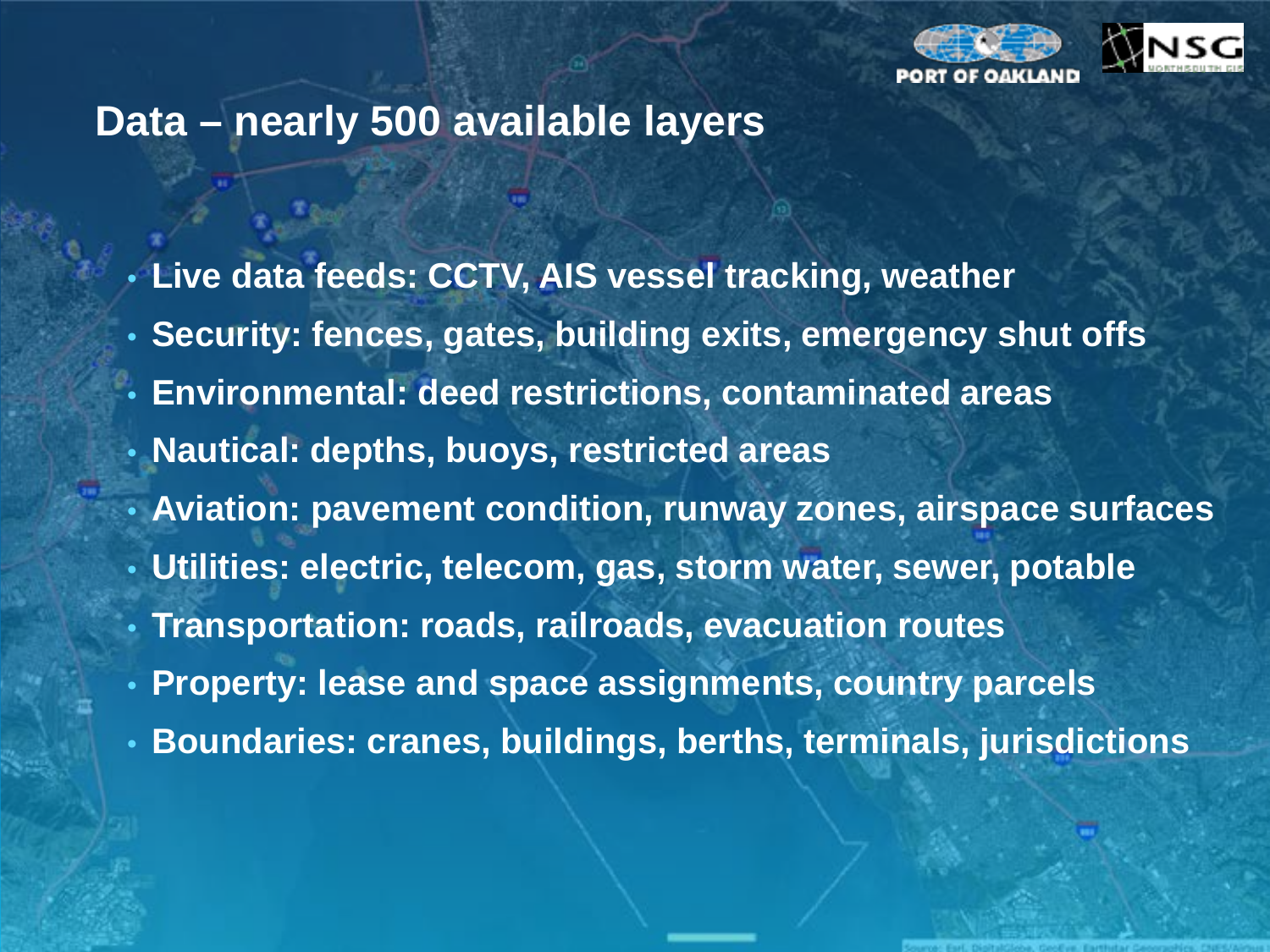## Data – nearly 500 available layers

- Live data feeds: CCTV, AIS vessel tracking, weather
- Security: fences, gates, building exits, emergency shut offs
- Environmental: deed restrictions, contaminated areas
- Nautical: depths, buoys, restricted areas
- Aviation: pavement condition, runway zones, airspace surfaces
- Utilities: electric, telecom, gas, storm water, sewer, potable
- Transportation: roads, railroads, evacuation routes
- Property: lease and space assignments, country parcels
- Boundaries: cranes, buildings, berths, terminals, jurisdictions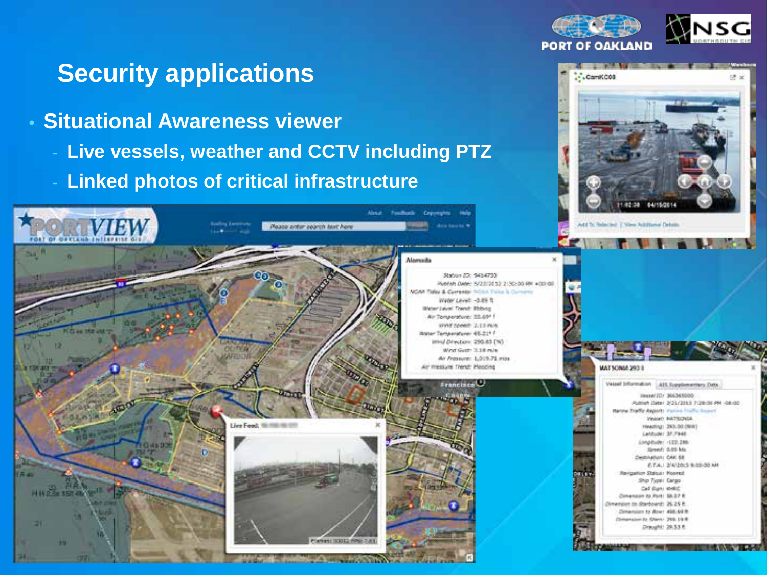# Security applications

- Situational Awareness viewer
  - Live vessels, weather and CCTV including PTZ
  - Linked photos of critical infrastructure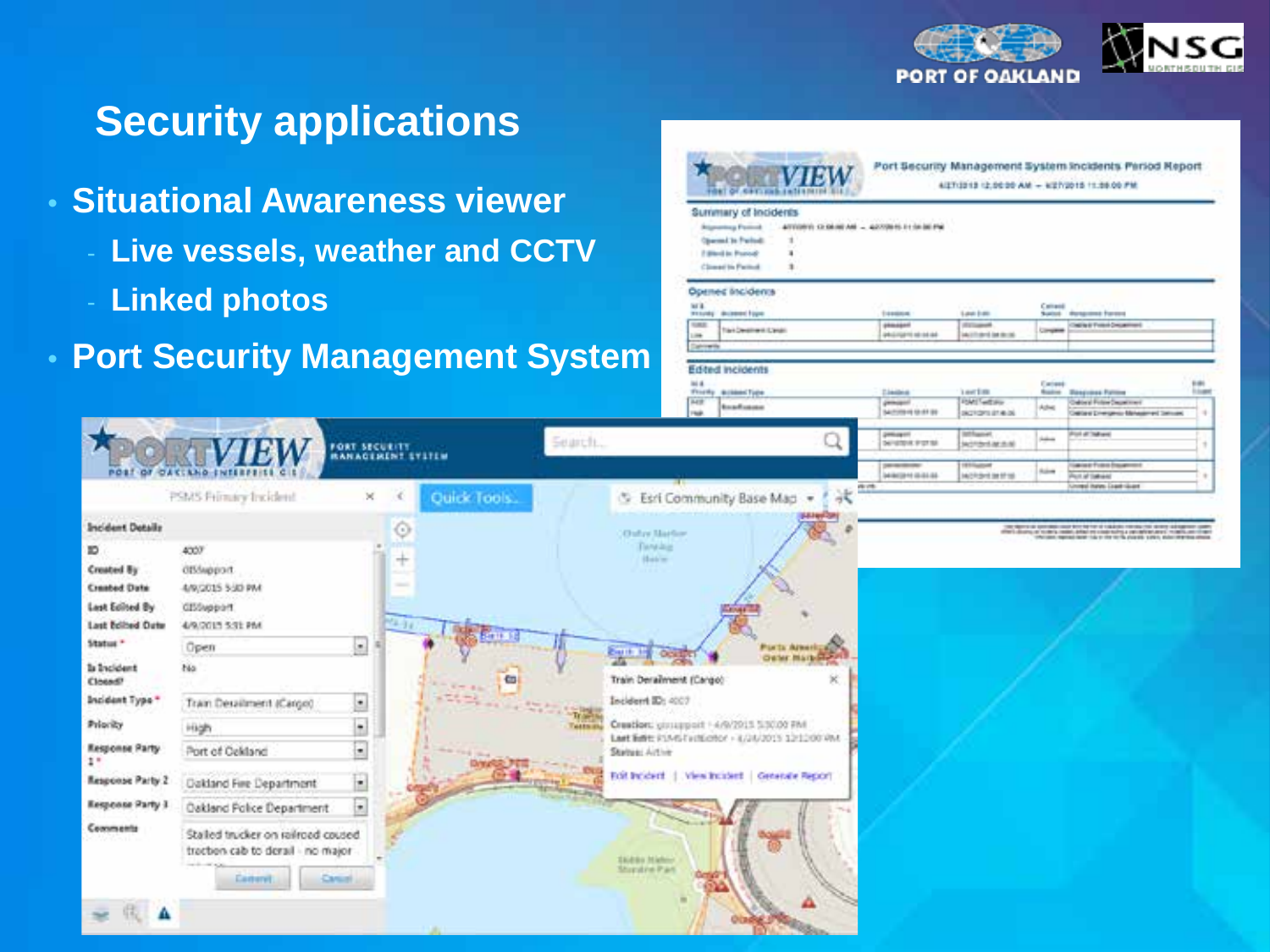# Security applications

- **Situational Awareness viewer**
  - **Live vessels, weather and CCTV**
  - **Linked photos**
- **Port Security Management System**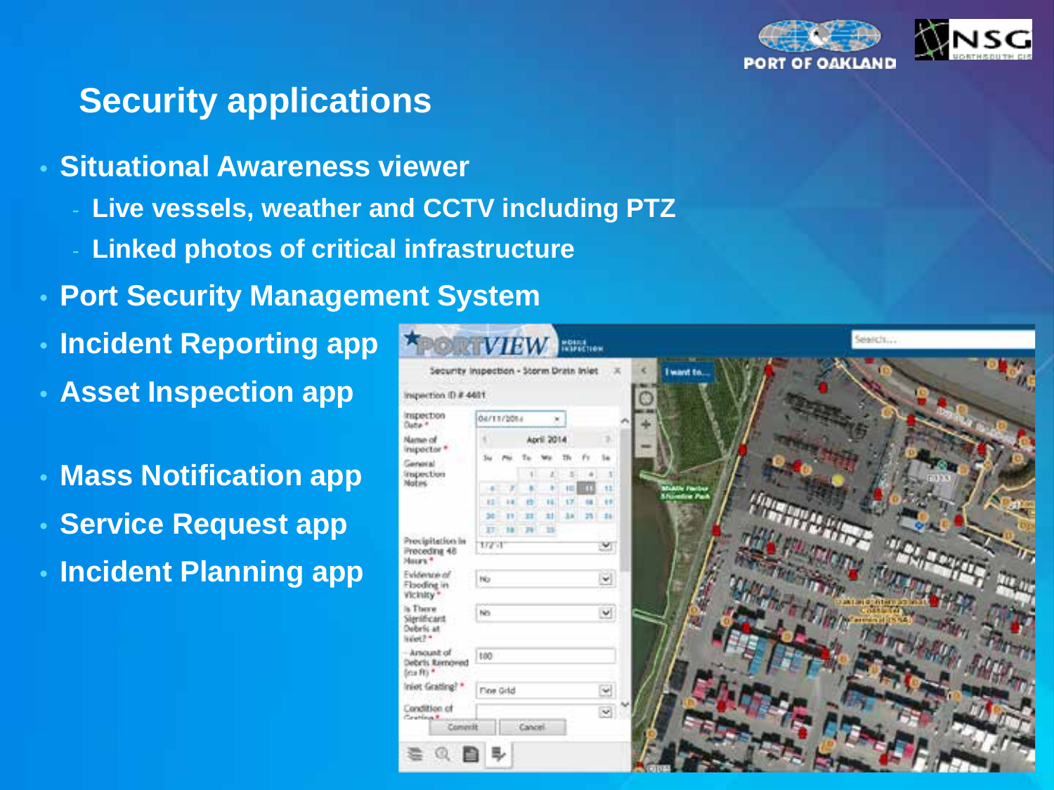# Security applications

- Situational Awareness viewer
  - Live vessels, weather and CCTV including PTZ
  - Linked photos of critical infrastructure
- Port Security Management System
- Incident Reporting app
- Asset Inspection app
- Mass Notification app
- Service Request app
- Incident Planning app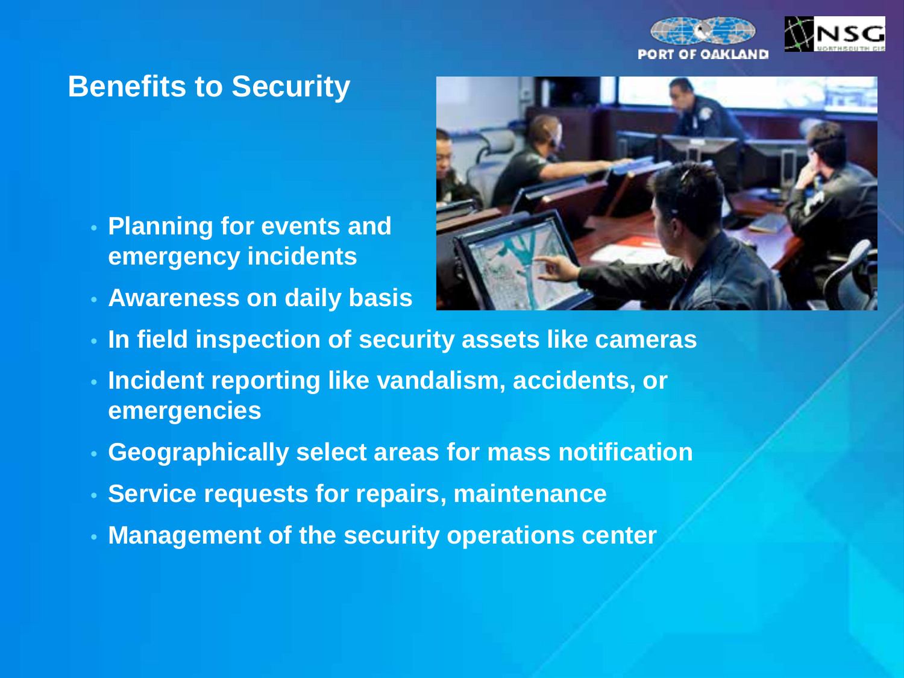## Benefits to Security

- Planning for events and emergency incidents
- Awareness on daily basis
- In field inspection of security assets like cameras
- Incident reporting like vandalism, accidents, or emergencies
- Geographically select areas for mass notification
- Service requests for repairs, maintenance
- Management of the security operations center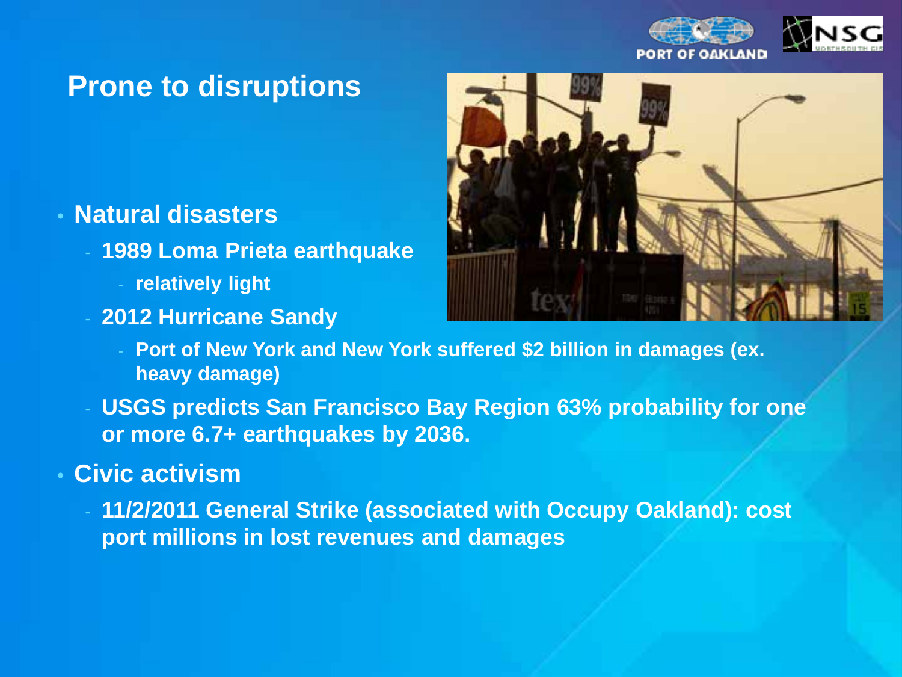## Prone to disruptions

- **Natural disasters**
  - **1989 Loma Prieta earthquake**
    - **relatively light**
  - **2012 Hurricane Sandy**
    - **Port of New York and New York suffered $2 billion in damages (ex. heavy damage)**
  - **USGS predicts San Francisco Bay Region 63% probability for one or more 6.7+ earthquakes by 2036.**
- **Civic activism**
  - **11/2/2011 General Strike (associated with Occupy Oakland): cost port millions in lost revenues and damages**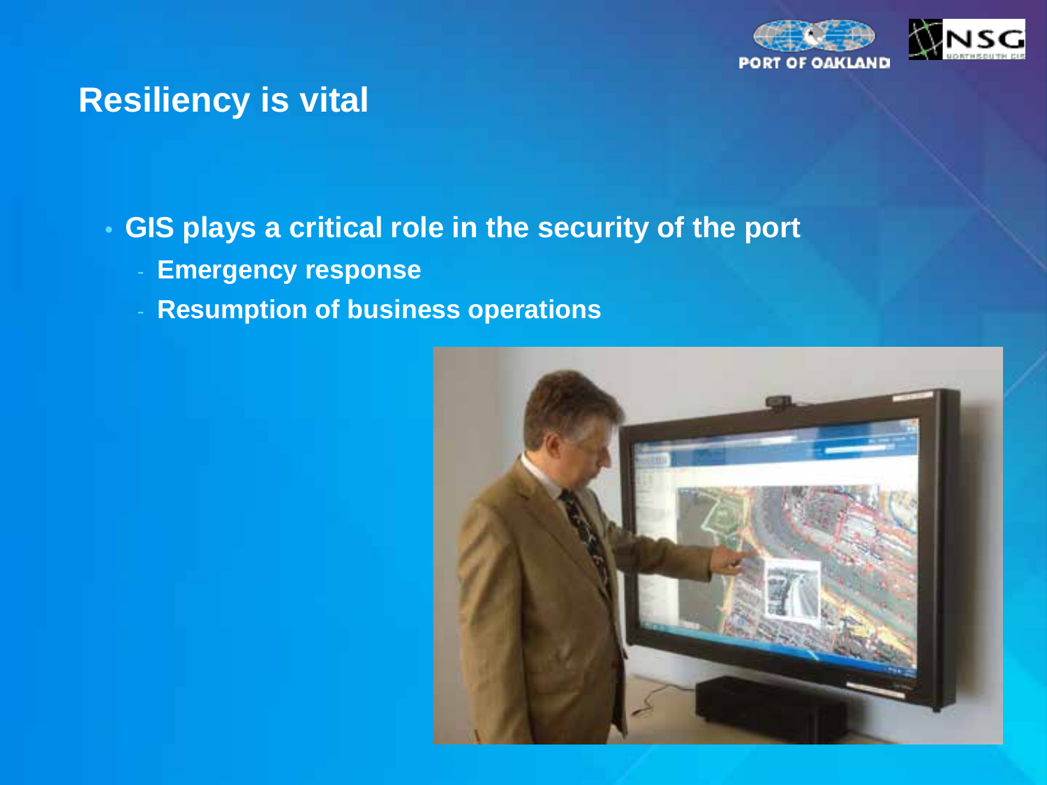# Resiliency is vital

- GIS plays a critical role in the security of the port
  - Emergency response
  - Resumption of business operations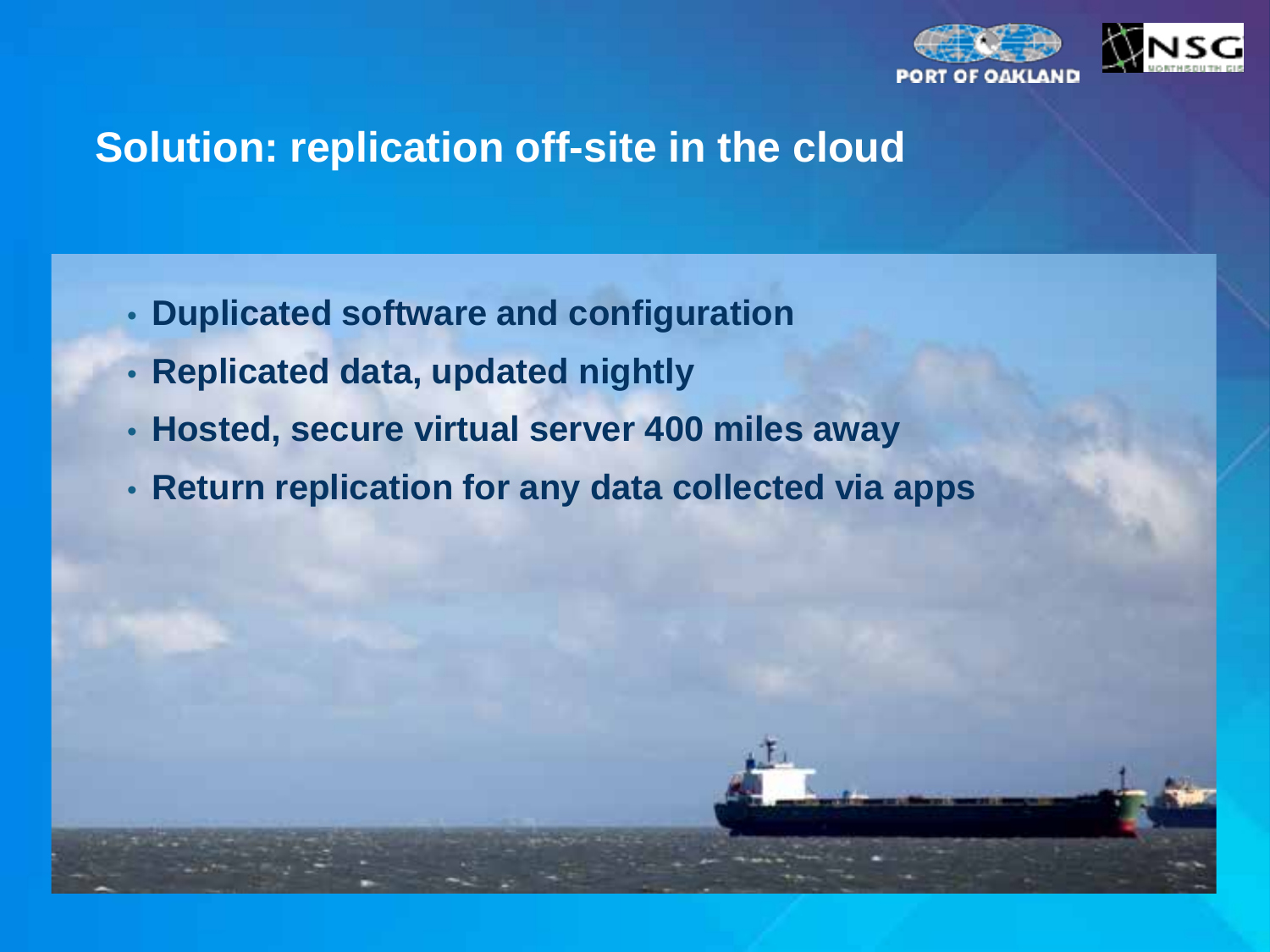## Solution: replication off-site in the cloud

- **Duplicated software and configuration**
- **Replicated data, updated nightly**
- **Hosted, secure virtual server 400 miles away**
- **Return replication for any data collected via apps**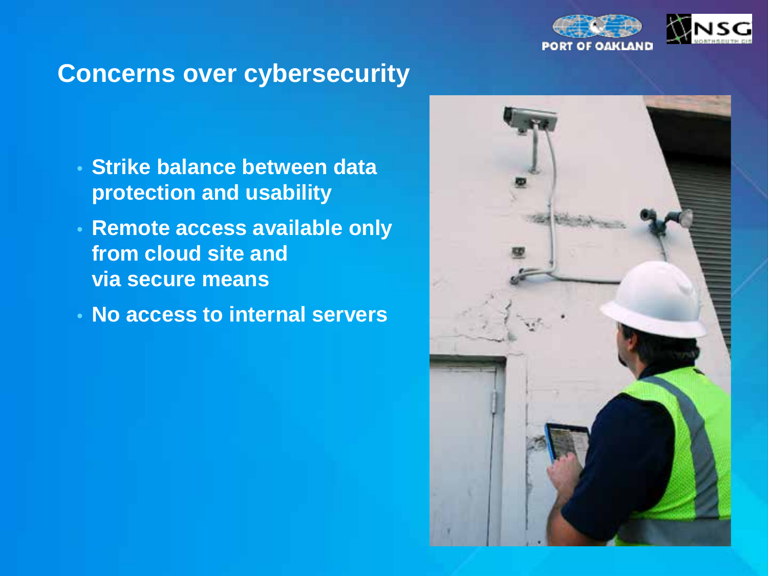## Concerns over cybersecurity

- Strike balance between data protection and usability
- Remote access available only from cloud site and via secure means
- No access to internal servers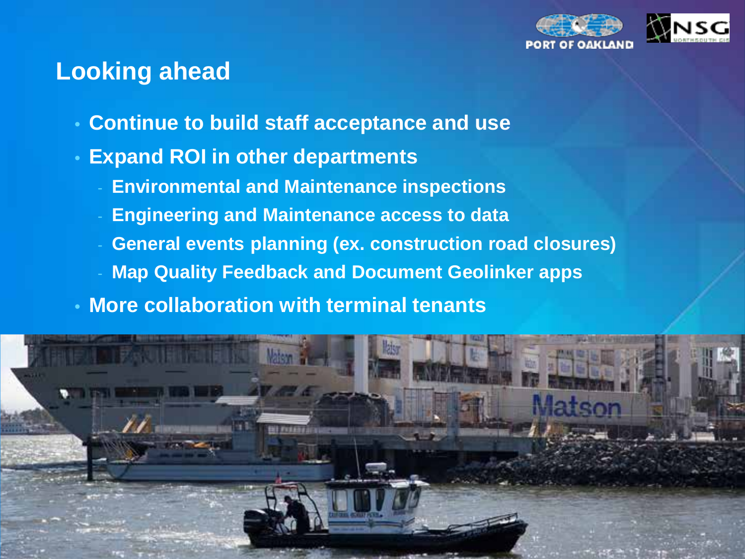## Looking ahead

- Continue to build staff acceptance and use
- Expand ROI in other departments
  - Environmental and Maintenance inspections
  - Engineering and Maintenance access to data
  - General events planning (ex. construction road closures)
  - Map Quality Feedback and Document Geolinker apps
- More collaboration with terminal tenants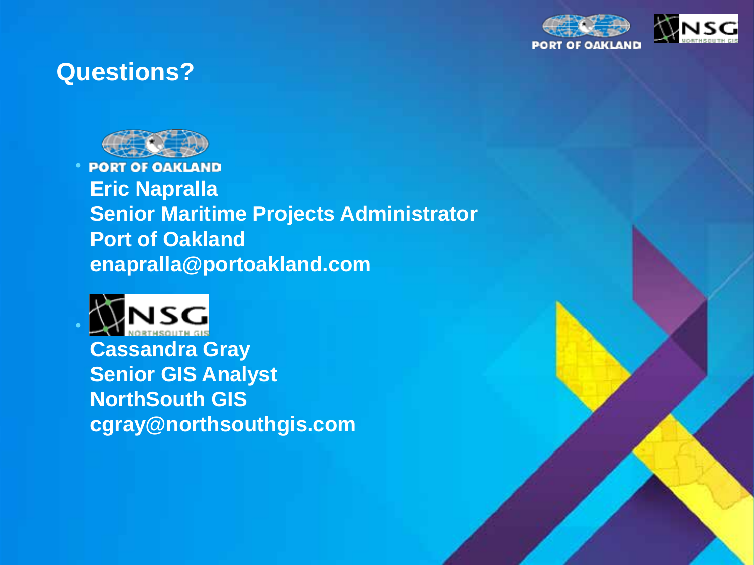# Questions?

- PORT OF OAKLAND
  **Eric Napralla**
  **Senior Maritime Projects Administrator**
  **Port of Oakland**
  **enapralla@portoakland.com**

- NSG NORTHSOUTH GIS
  **Cassandra Gray**
  **Senior GIS Analyst**
  **NorthSouth GIS**
  **cgray@northsouthgis.com**